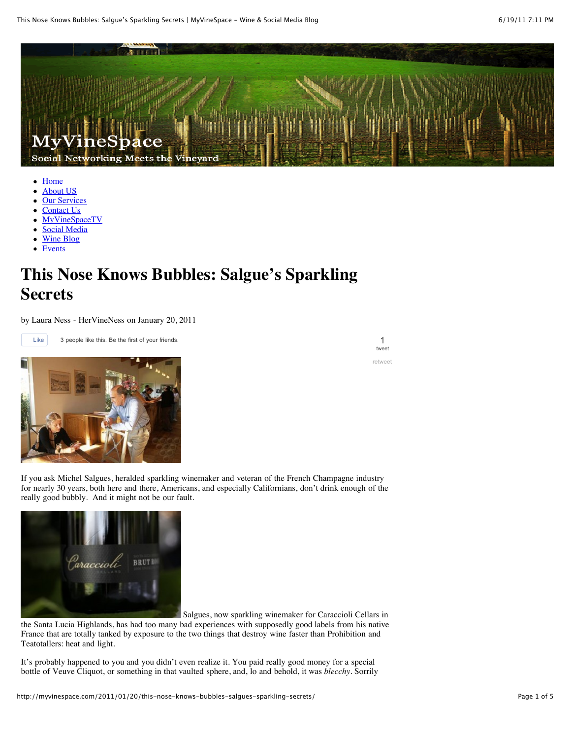- Home
- About US
- Our Services
- Contact Us
- MyVineSpaceTV
- Social Media
- Wine Blog
- Events

# This Nose Knows Bubbles: Salgue's Sparkling Secrets

by Laura Ness - HerVineNess on January 20, 2011

Like 3 people like this. Be the first of your friends.

1 tweet

retweet

If you ask Michel Salgues, heralded sparkling winemaker and veteran of the French Champagne industry for nearly 30 years, both here and there, Americans, and especially Californians, don't drink enough of the really good bubbly. And it might not be our fault.

Salgues, now sparkling winemaker for Caraccioli Cellars in the Santa Lucia Highlands, has had too many bad experiences with supposedly good labels from his native France that are totally tanked by exposure to the two things that destroy wine faster than Prohibition and Teatotallers: heat and light.

It's probably happened to you and you didn't even realize it. You paid really good money for a special bottle of Veuve Cliquot, or something in that vaulted sphere, and, lo and behold, it was *blecchy*. Sorrily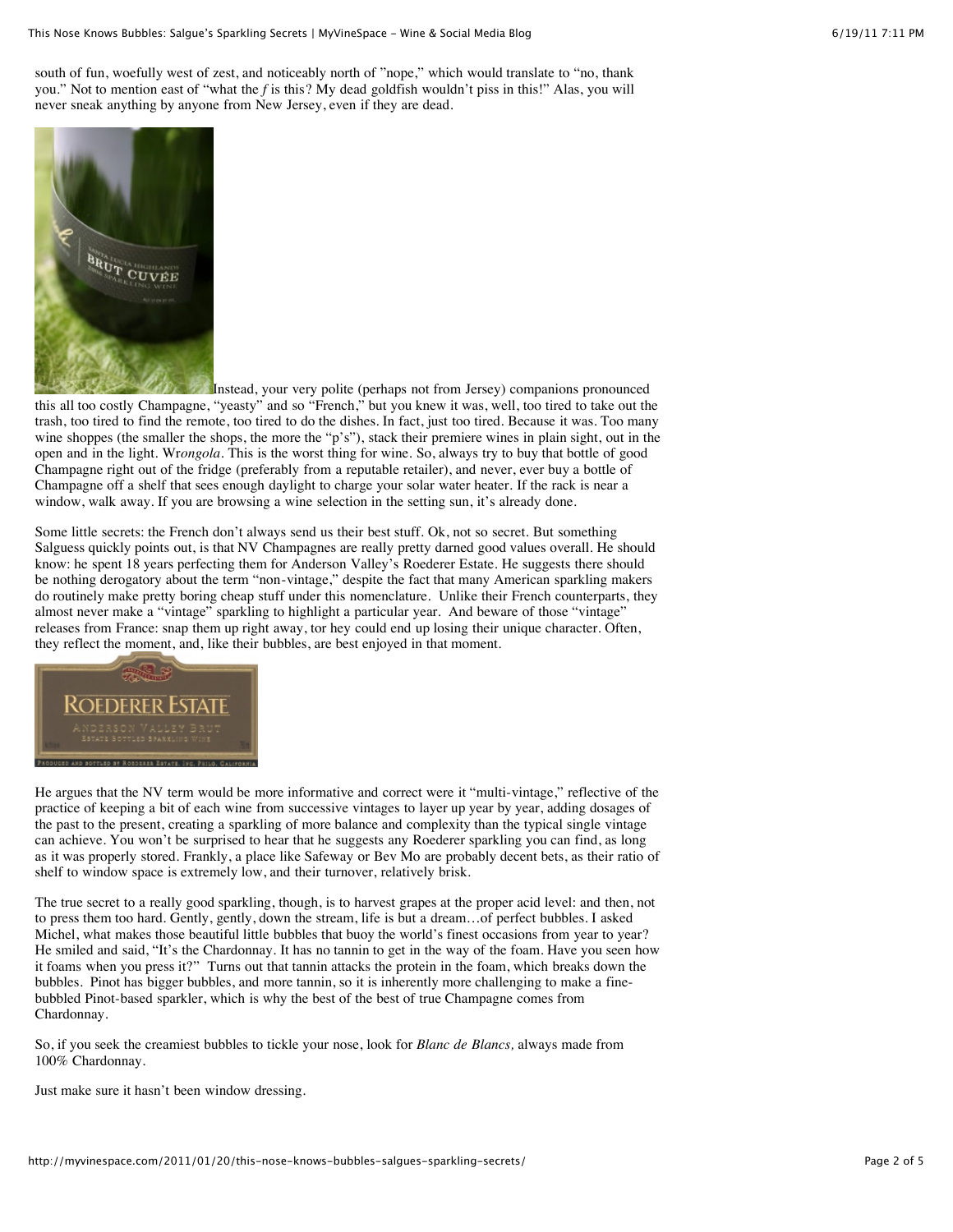south of fun, woefully west of zest, and noticeably north of "nope," which would translate to "no, thank you." Not to mention east of "what the *f* is this? My dead goldfish wouldn't piss in this!" Alas, you will never sneak anything by anyone from New Jersey, even if they are dead.

Instead, your very polite (perhaps not from Jersey) companions pronounced this all too costly Champagne, "yeasty" and so "French," but you knew it was, well, too tired to take out the trash, too tired to find the remote, too tired to do the dishes. In fact, just too tired. Because it was. Too many wine shoppes (the smaller the shops, the more the "p's"), stack their premiere wines in plain sight, out in the open and in the light. Wr*ongola*. This is the worst thing for wine. So, always try to buy that bottle of good Champagne right out of the fridge (preferably from a reputable retailer), and never, ever buy a bottle of Champagne off a shelf that sees enough daylight to charge your solar water heater. If the rack is near a window, walk away. If you are browsing a wine selection in the setting sun, it's already done.

Some little secrets: the French don't always send us their best stuff. Ok, not so secret. But something Salguess quickly points out, is that NV Champagnes are really pretty darned good values overall. He should know: he spent 18 years perfecting them for Anderson Valley's Roederer Estate. He suggests there should be nothing derogatory about the term "non-vintage," despite the fact that many American sparkling makers do routinely make pretty boring cheap stuff under this nomenclature. Unlike their French counterparts, they almost never make a "vintage" sparkling to highlight a particular year. And beware of those "vintage" releases from France: snap them up right away, tor hey could end up losing their unique character. Often, they reflect the moment, and, like their bubbles, are best enjoyed in that moment.

He argues that the NV term would be more informative and correct were it "multi-vintage," reflective of the practice of keeping a bit of each wine from successive vintages to layer up year by year, adding dosages of the past to the present, creating a sparkling of more balance and complexity than the typical single vintage can achieve. You won't be surprised to hear that he suggests any Roederer sparkling you can find, as long as it was properly stored. Frankly, a place like Safeway or Bev Mo are probably decent bets, as their ratio of shelf to window space is extremely low, and their turnover, relatively brisk.

The true secret to a really good sparkling, though, is to harvest grapes at the proper acid level: and then, not to press them too hard. Gently, gently, down the stream, life is but a dream…of perfect bubbles. I asked Michel, what makes those beautiful little bubbles that buoy the world's finest occasions from year to year? He smiled and said, "It's the Chardonnay. It has no tannin to get in the way of the foam. Have you seen how it foams when you press it?" Turns out that tannin attacks the protein in the foam, which breaks down the bubbles. Pinot has bigger bubbles, and more tannin, so it is inherently more challenging to make a fine-bubbled Pinot-based sparkler, which is why the best of the best of true Champagne comes from Chardonnay.

So, if you seek the creamiest bubbles to tickle your nose, look for *Blanc de Blancs,* always made from 100% Chardonnay.

Just make sure it hasn't been window dressing.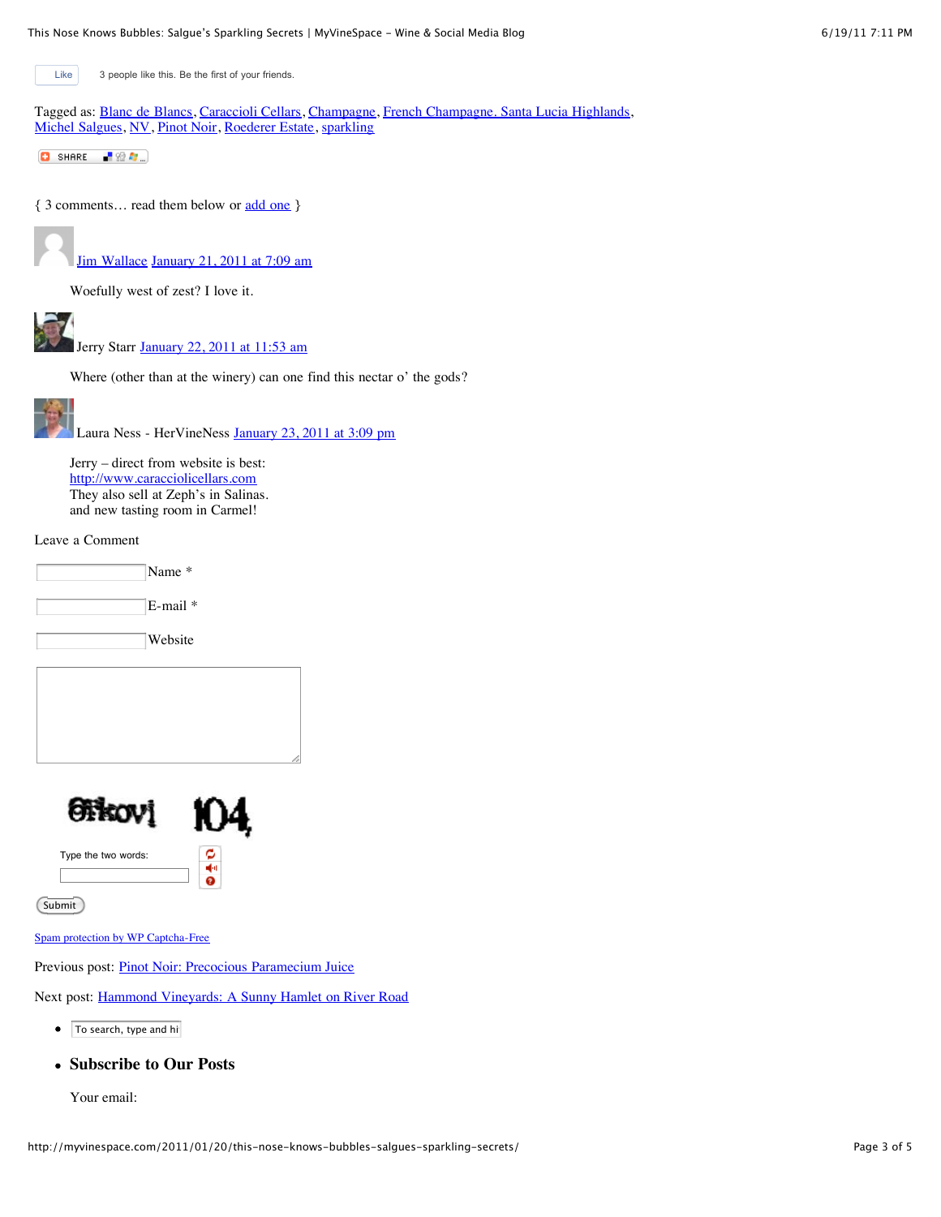Like 3 people like this. Be the first of your friends.

Tagged as: Blanc de Blancs, Caraccioli Cellars, Champagne, French Champagne. Santa Lucia Highlands, Michel Salgues, NV, Pinot Noir, Roederer Estate, sparkling

SHARE

{ 3 comments… read them below or add one }

Jim Wallace January 21, 2011 at 7:09 am

Woefully west of zest? I love it.

Jerry Starr January 22, 2011 at 11:53 am

Where (other than at the winery) can one find this nectar o' the gods?

Laura Ness - HerVineNess January 23, 2011 at 3:09 pm

Jerry – direct from website is best:
http://www.caracciolicellars.com
They also sell at Zeph's in Salinas.
and new tasting room in Carmel!

Leave a Comment

Name *

E-mail *

Website

Type the two words:

Submit

Spam protection by WP Captcha-Free

Previous post: Pinot Noir: Precocious Paramecium Juice

Next post: Hammond Vineyards: A Sunny Hamlet on River Road

- To search, type and hi

- **Subscribe to Our Posts**

  Your email: